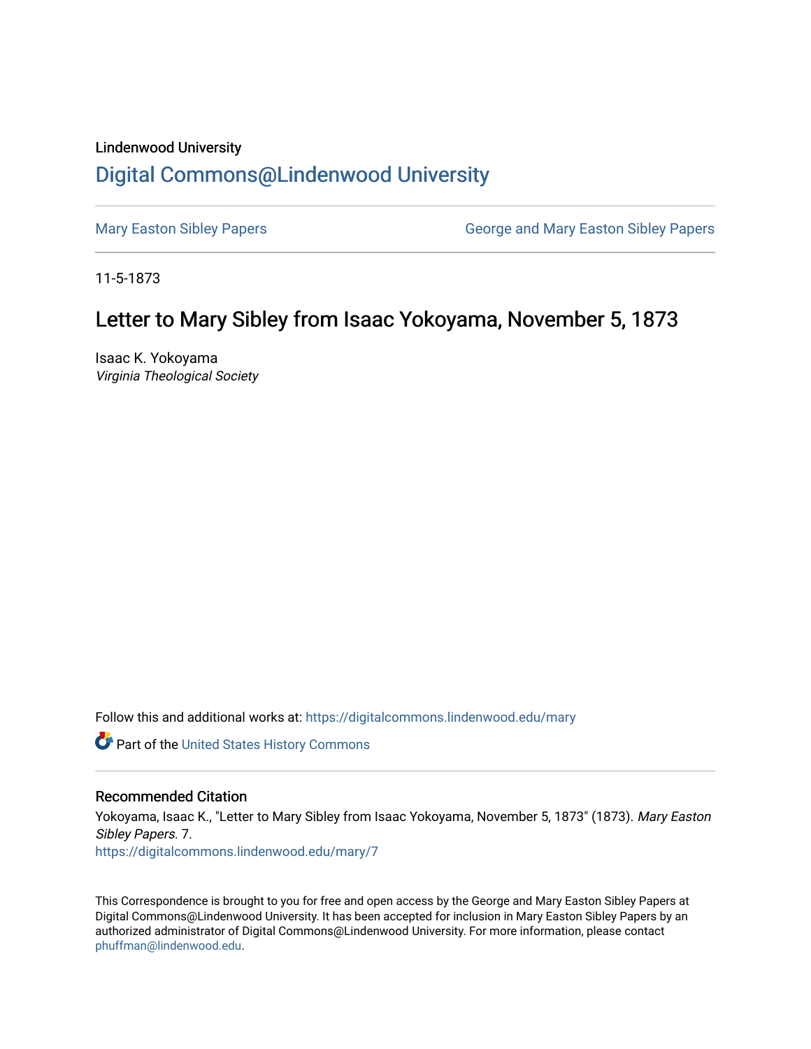Lindenwood University

# Digital Commons@Lindenwood University

Mary Easton Sibley Papers | George and Mary Easton Sibley Papers

11-5-1873

## Letter to Mary Sibley from Isaac Yokoyama, November 5, 1873

Isaac K. Yokoyama
*Virginia Theological Society*

Follow this and additional works at: https://digitalcommons.lindenwood.edu/mary

Part of the United States History Commons

### Recommended Citation

Yokoyama, Isaac K., "Letter to Mary Sibley from Isaac Yokoyama, November 5, 1873" (1873). *Mary Easton Sibley Papers*. 7.
https://digitalcommons.lindenwood.edu/mary/7

This Correspondence is brought to you for free and open access by the George and Mary Easton Sibley Papers at Digital Commons@Lindenwood University. It has been accepted for inclusion in Mary Easton Sibley Papers by an authorized administrator of Digital Commons@Lindenwood University. For more information, please contact phuffman@lindenwood.edu.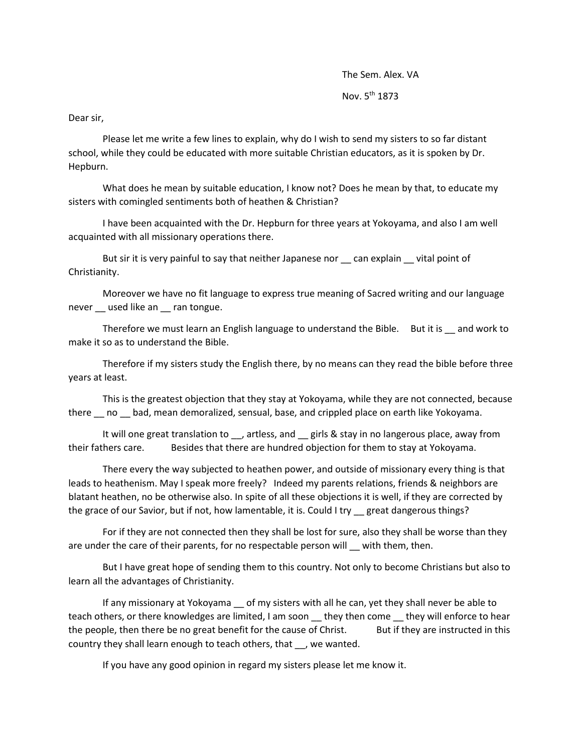The Sem. Alex. VA

Nov. 5th 1873

Dear sir,

Please let me write a few lines to explain, why do I wish to send my sisters to so far distant school, while they could be educated with more suitable Christian educators, as it is spoken by Dr. Hepburn.

What does he mean by suitable education, I know not? Does he mean by that, to educate my sisters with comingled sentiments both of heathen & Christian?

I have been acquainted with the Dr. Hepburn for three years at Yokoyama, and also I am well acquainted with all missionary operations there.

But sir it is very painful to say that neither Japanese nor __ can explain __ vital point of Christianity.

Moreover we have no fit language to express true meaning of Sacred writing and our language never __ used like an __ ran tongue.

Therefore we must learn an English language to understand the Bible. But it is __ and work to make it so as to understand the Bible.

Therefore if my sisters study the English there, by no means can they read the bible before three years at least.

This is the greatest objection that they stay at Yokoyama, while they are not connected, because there __ no __ bad, mean demoralized, sensual, base, and crippled place on earth like Yokoyama.

It will one great translation to __, artless, and __ girls & stay in no langerous place, away from their fathers care. Besides that there are hundred objection for them to stay at Yokoyama.

There every the way subjected to heathen power, and outside of missionary every thing is that leads to heathenism. May I speak more freely? Indeed my parents relations, friends & neighbors are blatant heathen, no be otherwise also. In spite of all these objections it is well, if they are corrected by the grace of our Savior, but if not, how lamentable, it is. Could I try __ great dangerous things?

For if they are not connected then they shall be lost for sure, also they shall be worse than they are under the care of their parents, for no respectable person will __ with them, then.

But I have great hope of sending them to this country. Not only to become Christians but also to learn all the advantages of Christianity.

If any missionary at Yokoyama __ of my sisters with all he can, yet they shall never be able to teach others, or there knowledges are limited, I am soon __ they then come __ they will enforce to hear the people, then there be no great benefit for the cause of Christ. But if they are instructed in this country they shall learn enough to teach others, that __, we wanted.

If you have any good opinion in regard my sisters please let me know it.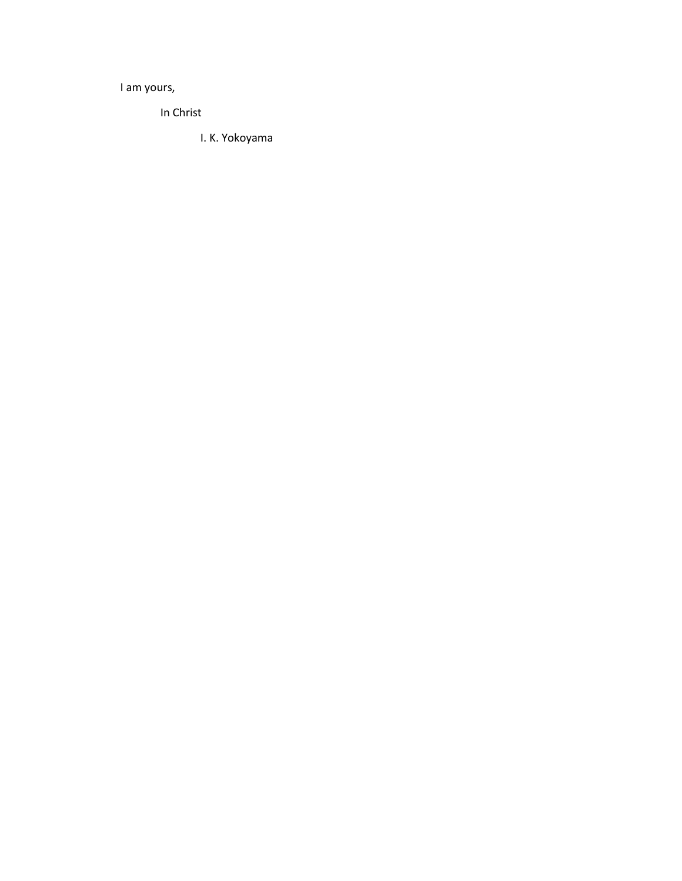I am yours,

In Christ

I. K. Yokoyama